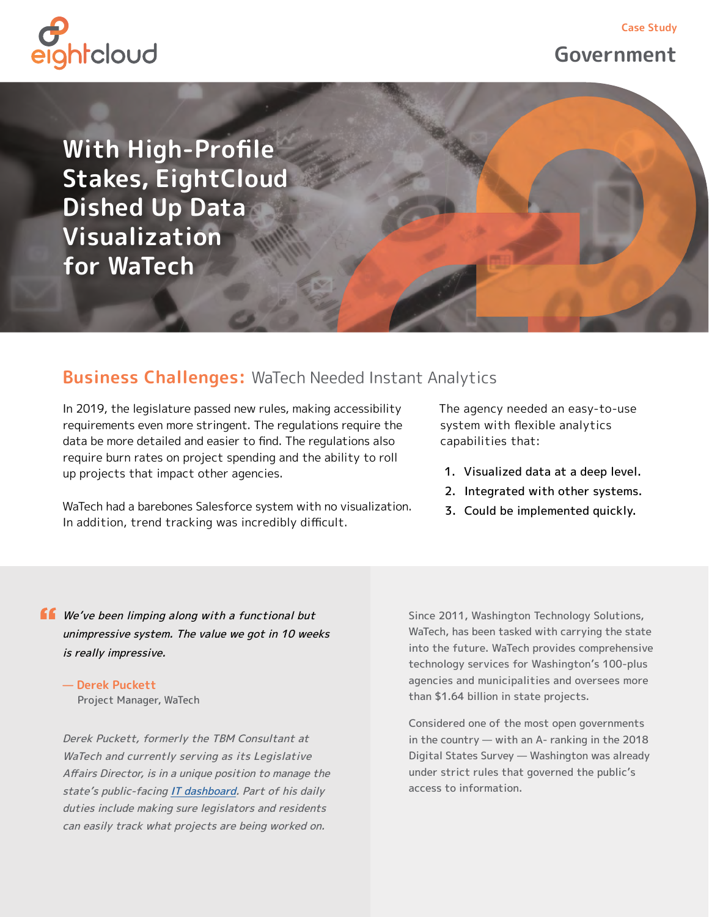eightcloud

Case Study

Government

# With High-Profile Stakes, EightCloud Dished Up Data Visualization for WaTech

## Business Challenges: WaTech Needed Instant Analytics

In 2019, the legislature passed new rules, making accessibility requirements even more stringent. The regulations require the data be more detailed and easier to find. The regulations also require burn rates on project spending and the ability to roll up projects that impact other agencies.

WaTech had a barebones Salesforce system with no visualization. In addition, trend tracking was incredibly difficult.

The agency needed an easy-to-use system with flexible analytics capabilities that:

1. Visualized data at a deep level.
2. Integrated with other systems.
3. Could be implemented quickly.

> *We've been limping along with a functional but unimpressive system. The value we got in 10 weeks is really impressive.*
>
> — **Derek Puckett**
> Project Manager, WaTech

*Derek Puckett, formerly the TBM Consultant at WaTech and currently serving as its Legislative Affairs Director, is in a unique position to manage the state's public-facing [IT dashboard](). Part of his daily duties include making sure legislators and residents can easily track what projects are being worked on.*

Since 2011, Washington Technology Solutions, WaTech, has been tasked with carrying the state into the future. WaTech provides comprehensive technology services for Washington's 100-plus agencies and municipalities and oversees more than $1.64 billion in state projects.

Considered one of the most open governments in the country — with an A- ranking in the 2018 Digital States Survey — Washington was already under strict rules that governed the public's access to information.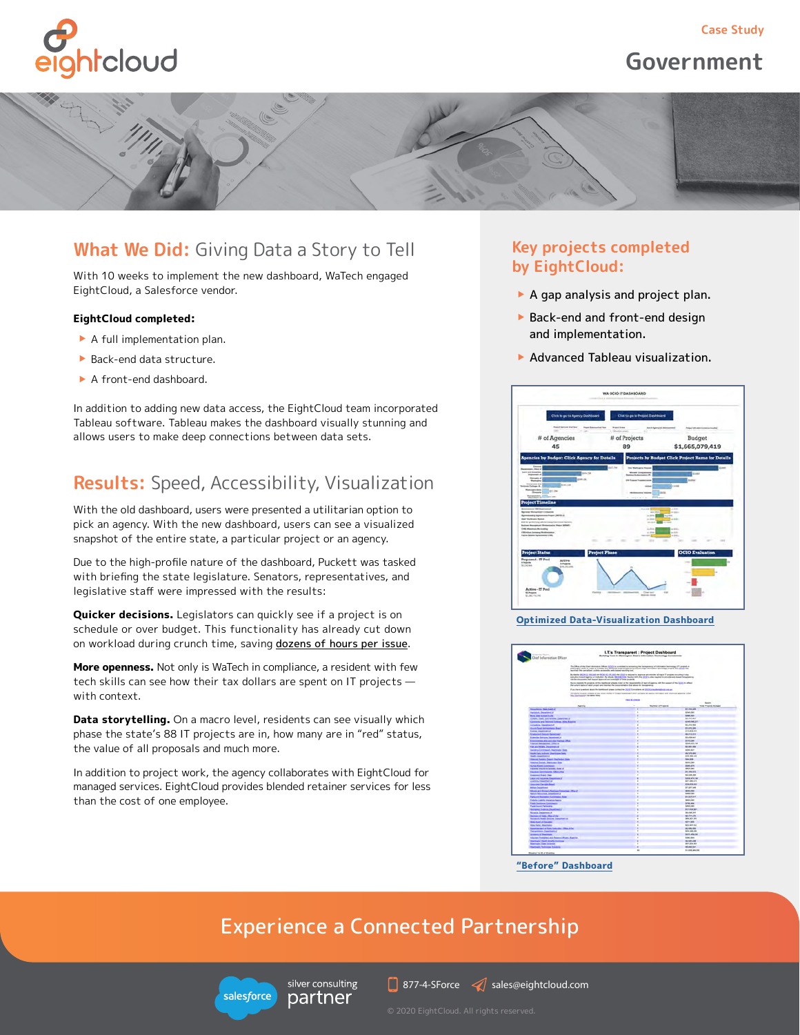Case Study

# Government

## What We Did: Giving Data a Story to Tell

With 10 weeks to implement the new dashboard, WaTech engaged EightCloud, a Salesforce vendor.

**EightCloud completed:**

- A full implementation plan.
- Back-end data structure.
- A front-end dashboard.

In addition to adding new data access, the EightCloud team incorporated Tableau software. Tableau makes the dashboard visually stunning and allows users to make deep connections between data sets.

## Results: Speed, Accessibility, Visualization

With the old dashboard, users were presented a utilitarian option to pick an agency. With the new dashboard, users can see a visualized snapshot of the entire state, a particular project or an agency.

Due to the high-profile nature of the dashboard, Puckett was tasked with briefing the state legislature. Senators, representatives, and legislative staff were impressed with the results:

**Quicker decisions.** Legislators can quickly see if a project is on schedule or over budget. This functionality has already cut down on workload during crunch time, saving dozens of hours per issue.

**More openness.** Not only is WaTech in compliance, a resident with few tech skills can see how their tax dollars are spent on IT projects — with context.

**Data storytelling.** On a macro level, residents can see visually which phase the state's 88 IT projects are in, how many are in "red" status, the value of all proposals and much more.

In addition to project work, the agency collaborates with EightCloud for managed services. EightCloud provides blended retainer services for less than the cost of one employee.

## Key projects completed by EightCloud:

- A gap analysis and project plan.
- Back-end and front-end design and implementation.
- Advanced Tableau visualization.

Optimized Data-Visualization Dashboard

"Before" Dashboard

## Experience a Connected Partnership

salesforce silver consulting partner

877-4-SForce

sales@eightcloud.com

© 2020 EightCloud. All rights reserved.